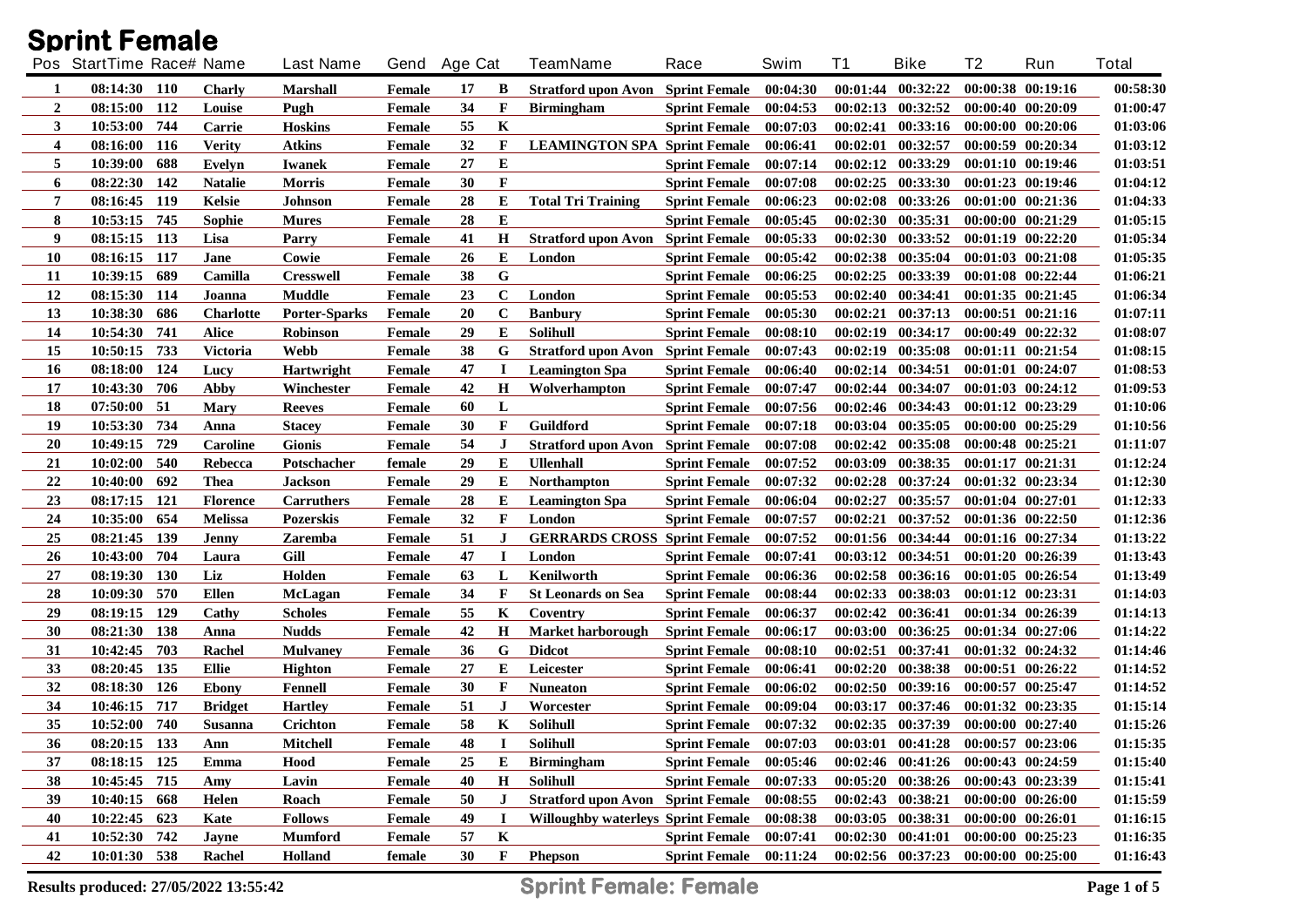# Sprint Female

| Pos | StartTime | Race# | Name | Last Name | Gend | Age | Cat | TeamName | Race | Swim | T1 | Bike | T2 | Run | Total |
|---|---|---|---|---|---|---|---|---|---|---|---|---|---|---|---|
| 1 | 08:14:30 | 110 | Charly | Marshall | Female | 17 | B | Stratford upon Avon | Sprint Female | 00:04:30 | 00:01:44 | 00:32:22 | 00:00:38 | 00:19:16 | 00:58:30 |
| 2 | 08:15:00 | 112 | Louise | Pugh | Female | 34 | F | Birmingham | Sprint Female | 00:04:53 | 00:02:13 | 00:32:52 | 00:00:40 | 00:20:09 | 01:00:47 |
| 3 | 10:53:00 | 744 | Carrie | Hoskins | Female | 55 | K | | Sprint Female | 00:07:03 | 00:02:41 | 00:33:16 | 00:00:00 | 00:20:06 | 01:03:06 |
| 4 | 08:16:00 | 116 | Verity | Atkins | Female | 32 | F | LEAMINGTON SPA | Sprint Female | 00:06:41 | 00:02:01 | 00:32:57 | 00:00:59 | 00:20:34 | 01:03:12 |
| 5 | 10:39:00 | 688 | Evelyn | Iwanek | Female | 27 | E | | Sprint Female | 00:07:14 | 00:02:12 | 00:33:29 | 00:01:10 | 00:19:46 | 01:03:51 |
| 6 | 08:22:30 | 142 | Natalie | Morris | Female | 30 | F | | Sprint Female | 00:07:08 | 00:02:25 | 00:33:30 | 00:01:23 | 00:19:46 | 01:04:12 |
| 7 | 08:16:45 | 119 | Kelsie | Johnson | Female | 28 | E | Total Tri Training | Sprint Female | 00:06:23 | 00:02:08 | 00:33:26 | 00:01:00 | 00:21:36 | 01:04:33 |
| 8 | 10:53:15 | 745 | Sophie | Mures | Female | 28 | E | | Sprint Female | 00:05:45 | 00:02:30 | 00:35:31 | 00:00:00 | 00:21:29 | 01:05:15 |
| 9 | 08:15:15 | 113 | Lisa | Parry | Female | 41 | H | Stratford upon Avon | Sprint Female | 00:05:33 | 00:02:30 | 00:33:52 | 00:01:19 | 00:22:20 | 01:05:34 |
| 10 | 08:16:15 | 117 | Jane | Cowie | Female | 26 | E | London | Sprint Female | 00:05:42 | 00:02:38 | 00:35:04 | 00:01:03 | 00:21:08 | 01:05:35 |
| 11 | 10:39:15 | 689 | Camilla | Cresswell | Female | 38 | G | | Sprint Female | 00:06:25 | 00:02:25 | 00:33:39 | 00:01:08 | 00:22:44 | 01:06:21 |
| 12 | 08:15:30 | 114 | Joanna | Muddle | Female | 23 | C | London | Sprint Female | 00:05:53 | 00:02:40 | 00:34:41 | 00:01:35 | 00:21:45 | 01:06:34 |
| 13 | 10:38:30 | 686 | Charlotte | Porter-Sparks | Female | 20 | C | Banbury | Sprint Female | 00:05:30 | 00:02:21 | 00:37:13 | 00:00:51 | 00:21:16 | 01:07:11 |
| 14 | 10:54:30 | 741 | Alice | Robinson | Female | 29 | E | Solihull | Sprint Female | 00:08:10 | 00:02:19 | 00:34:17 | 00:00:49 | 00:22:32 | 01:08:07 |
| 15 | 10:50:15 | 733 | Victoria | Webb | Female | 38 | G | Stratford upon Avon | Sprint Female | 00:07:43 | 00:02:19 | 00:35:08 | 00:01:11 | 00:21:54 | 01:08:15 |
| 16 | 08:18:00 | 124 | Lucy | Hartwright | Female | 47 | I | Leamington Spa | Sprint Female | 00:06:40 | 00:02:14 | 00:34:51 | 00:01:01 | 00:24:07 | 01:08:53 |
| 17 | 10:43:30 | 706 | Abby | Winchester | Female | 42 | H | Wolverhampton | Sprint Female | 00:07:47 | 00:02:44 | 00:34:07 | 00:01:03 | 00:24:12 | 01:09:53 |
| 18 | 07:50:00 | 51 | Mary | Reeves | Female | 60 | L | | Sprint Female | 00:07:56 | 00:02:46 | 00:34:43 | 00:01:12 | 00:23:29 | 01:10:06 |
| 19 | 10:53:30 | 734 | Anna | Stacey | Female | 30 | F | Guildford | Sprint Female | 00:07:18 | 00:03:04 | 00:35:05 | 00:00:00 | 00:25:29 | 01:10:56 |
| 20 | 10:49:15 | 729 | Caroline | Gionis | Female | 54 | J | Stratford upon Avon | Sprint Female | 00:07:08 | 00:02:42 | 00:35:08 | 00:00:48 | 00:25:21 | 01:11:07 |
| 21 | 10:02:00 | 540 | Rebecca | Potschacher | female | 29 | E | Ullenhall | Sprint Female | 00:07:52 | 00:03:09 | 00:38:35 | 00:01:17 | 00:21:31 | 01:12:24 |
| 22 | 10:40:00 | 692 | Thea | Jackson | Female | 29 | E | Northampton | Sprint Female | 00:07:32 | 00:02:28 | 00:37:24 | 00:01:32 | 00:23:34 | 01:12:30 |
| 23 | 08:17:15 | 121 | Florence | Carruthers | Female | 28 | E | Leamington Spa | Sprint Female | 00:06:04 | 00:02:27 | 00:35:57 | 00:01:04 | 00:27:01 | 01:12:33 |
| 24 | 10:35:00 | 654 | Melissa | Pozerskis | Female | 32 | F | London | Sprint Female | 00:07:57 | 00:02:21 | 00:37:52 | 00:01:36 | 00:22:50 | 01:12:36 |
| 25 | 08:21:45 | 139 | Jenny | Zaremba | Female | 51 | J | GERRARDS CROSS | Sprint Female | 00:07:52 | 00:01:56 | 00:34:44 | 00:01:16 | 00:27:34 | 01:13:22 |
| 26 | 10:43:00 | 704 | Laura | Gill | Female | 47 | I | London | Sprint Female | 00:07:41 | 00:03:12 | 00:34:51 | 00:01:20 | 00:26:39 | 01:13:43 |
| 27 | 08:19:30 | 130 | Liz | Holden | Female | 63 | L | Kenilworth | Sprint Female | 00:06:36 | 00:02:58 | 00:36:16 | 00:01:05 | 00:26:54 | 01:13:49 |
| 28 | 10:09:30 | 570 | Ellen | McLagan | Female | 34 | F | St Leonards on Sea | Sprint Female | 00:08:44 | 00:02:33 | 00:38:03 | 00:01:12 | 00:23:31 | 01:14:03 |
| 29 | 08:19:15 | 129 | Cathy | Scholes | Female | 55 | K | Coventry | Sprint Female | 00:06:37 | 00:02:42 | 00:36:41 | 00:01:34 | 00:26:39 | 01:14:13 |
| 30 | 08:21:30 | 138 | Anna | Nudds | Female | 42 | H | Market harborough | Sprint Female | 00:06:17 | 00:03:00 | 00:36:25 | 00:01:34 | 00:27:06 | 01:14:22 |
| 31 | 10:42:45 | 703 | Rachel | Mulvaney | Female | 36 | G | Didcot | Sprint Female | 00:08:10 | 00:02:51 | 00:37:41 | 00:01:32 | 00:24:32 | 01:14:46 |
| 33 | 08:20:45 | 135 | Ellie | Highton | Female | 27 | E | Leicester | Sprint Female | 00:06:41 | 00:02:20 | 00:38:38 | 00:00:51 | 00:26:22 | 01:14:52 |
| 32 | 08:18:30 | 126 | Ebony | Fennell | Female | 30 | F | Nuneaton | Sprint Female | 00:06:02 | 00:02:50 | 00:39:16 | 00:00:57 | 00:25:47 | 01:14:52 |
| 34 | 10:46:15 | 717 | Bridget | Hartley | Female | 51 | J | Worcester | Sprint Female | 00:09:04 | 00:03:17 | 00:37:46 | 00:01:32 | 00:23:35 | 01:15:14 |
| 35 | 10:52:00 | 740 | Susanna | Crichton | Female | 58 | K | Solihull | Sprint Female | 00:07:32 | 00:02:35 | 00:37:39 | 00:00:00 | 00:27:40 | 01:15:26 |
| 36 | 08:20:15 | 133 | Ann | Mitchell | Female | 48 | I | Solihull | Sprint Female | 00:07:03 | 00:03:01 | 00:41:28 | 00:00:57 | 00:23:06 | 01:15:35 |
| 37 | 08:18:15 | 125 | Emma | Hood | Female | 25 | E | Birmingham | Sprint Female | 00:05:46 | 00:02:46 | 00:41:26 | 00:00:43 | 00:24:59 | 01:15:40 |
| 38 | 10:45:45 | 715 | Amy | Lavin | Female | 40 | H | Solihull | Sprint Female | 00:07:33 | 00:05:20 | 00:38:26 | 00:00:43 | 00:23:39 | 01:15:41 |
| 39 | 10:40:15 | 668 | Helen | Roach | Female | 50 | J | Stratford upon Avon | Sprint Female | 00:08:55 | 00:02:43 | 00:38:21 | 00:00:00 | 00:26:00 | 01:15:59 |
| 40 | 10:22:45 | 623 | Kate | Follows | Female | 49 | I | Willoughby waterleys | Sprint Female | 00:08:38 | 00:03:05 | 00:38:31 | 00:00:00 | 00:26:01 | 01:16:15 |
| 41 | 10:52:30 | 742 | Jayne | Mumford | Female | 57 | K | | Sprint Female | 00:07:41 | 00:02:30 | 00:41:01 | 00:00:00 | 00:25:23 | 01:16:35 |
| 42 | 10:01:30 | 538 | Rachel | Holland | female | 30 | F | Phepson | Sprint Female | 00:11:24 | 00:02:56 | 00:37:23 | 00:00:00 | 00:25:00 | 01:16:43 |

Results produced: 27/05/2022 13:55:42

Sprint Female: Female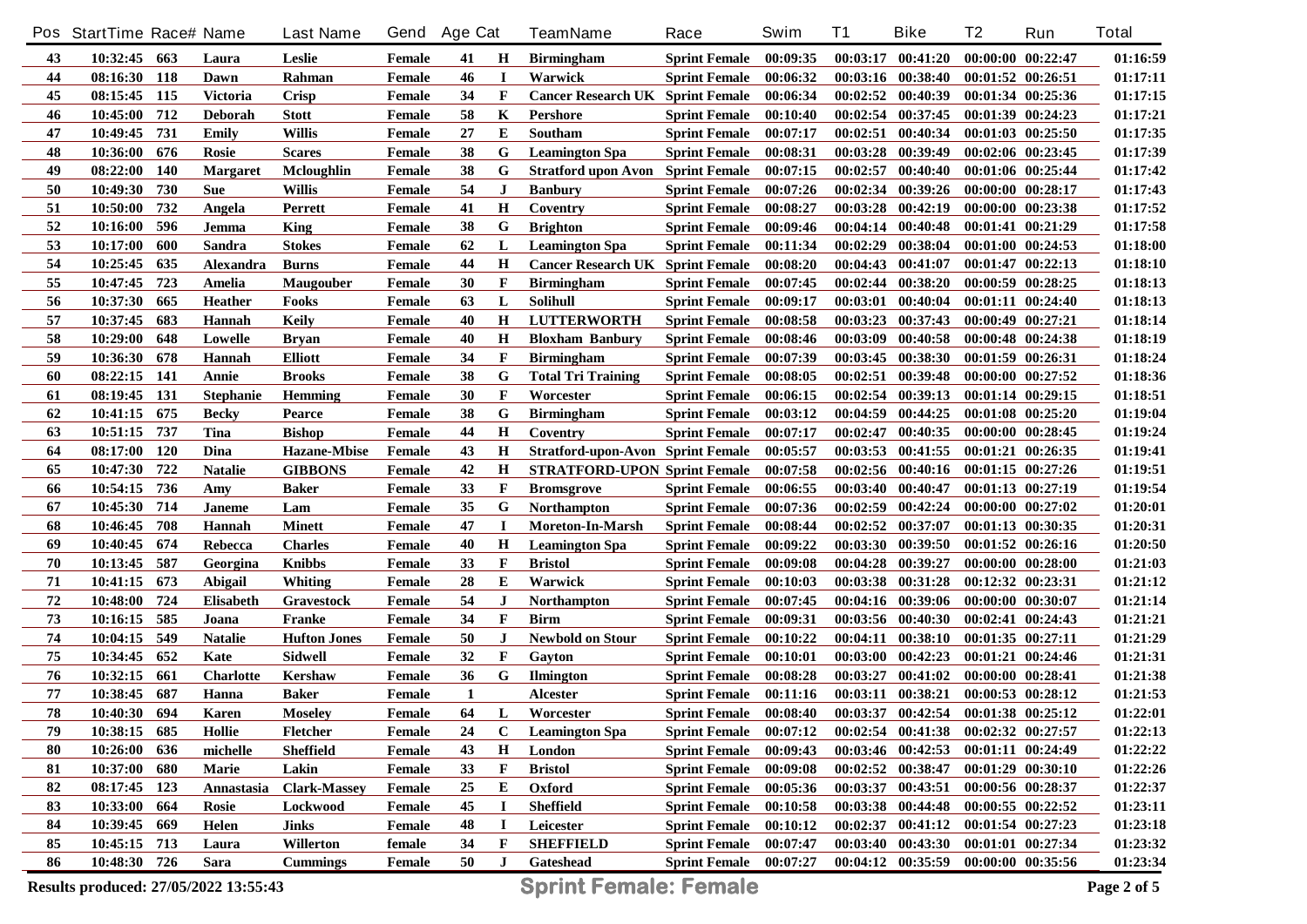| Pos | StartTime | Race# | Name | Last Name | Gend | Age | Cat | TeamName | Race | Swim | T1 | Bike | T2 | Run | Total |
|---|---|---|---|---|---|---|---|---|---|---|---|---|---|---|---|
| 43 | 10:32:45 | 663 | Laura | Leslie | Female | 41 | H | Birmingham | Sprint Female | 00:09:35 | 00:03:17 | 00:41:20 | 00:00:00 | 00:22:47 | 01:16:59 |
| 44 | 08:16:30 | 118 | Dawn | Rahman | Female | 46 | I | Warwick | Sprint Female | 00:06:32 | 00:03:16 | 00:38:40 | 00:01:52 | 00:26:51 | 01:17:11 |
| 45 | 08:15:45 | 115 | Victoria | Crisp | Female | 34 | F | Cancer Research UK | Sprint Female | 00:06:34 | 00:02:52 | 00:40:39 | 00:01:34 | 00:25:36 | 01:17:15 |
| 46 | 10:45:00 | 712 | Deborah | Stott | Female | 58 | K | Pershore | Sprint Female | 00:10:40 | 00:02:54 | 00:37:45 | 00:01:39 | 00:24:23 | 01:17:21 |
| 47 | 10:49:45 | 731 | Emily | Willis | Female | 27 | E | Southam | Sprint Female | 00:07:17 | 00:02:51 | 00:40:34 | 00:01:03 | 00:25:50 | 01:17:35 |
| 48 | 10:36:00 | 676 | Rosie | Scares | Female | 38 | G | Leamington Spa | Sprint Female | 00:08:31 | 00:03:28 | 00:39:49 | 00:02:06 | 00:23:45 | 01:17:39 |
| 49 | 08:22:00 | 140 | Margaret | Mcloughlin | Female | 38 | G | Stratford upon Avon | Sprint Female | 00:07:15 | 00:02:57 | 00:40:40 | 00:01:06 | 00:25:44 | 01:17:42 |
| 50 | 10:49:30 | 730 | Sue | Willis | Female | 54 | J | Banbury | Sprint Female | 00:07:26 | 00:02:34 | 00:39:26 | 00:00:00 | 00:28:17 | 01:17:43 |
| 51 | 10:50:00 | 732 | Angela | Perrett | Female | 41 | H | Coventry | Sprint Female | 00:08:27 | 00:03:28 | 00:42:19 | 00:00:00 | 00:23:38 | 01:17:52 |
| 52 | 10:16:00 | 596 | Jemma | King | Female | 38 | G | Brighton | Sprint Female | 00:09:46 | 00:04:14 | 00:40:48 | 00:01:41 | 00:21:29 | 01:17:58 |
| 53 | 10:17:00 | 600 | Sandra | Stokes | Female | 62 | L | Leamington Spa | Sprint Female | 00:11:34 | 00:02:29 | 00:38:04 | 00:01:00 | 00:24:53 | 01:18:00 |
| 54 | 10:25:45 | 635 | Alexandra | Burns | Female | 44 | H | Cancer Research UK | Sprint Female | 00:08:20 | 00:04:43 | 00:41:07 | 00:01:47 | 00:22:13 | 01:18:10 |
| 55 | 10:47:45 | 723 | Amelia | Maugouber | Female | 30 | F | Birmingham | Sprint Female | 00:07:45 | 00:02:44 | 00:38:20 | 00:00:59 | 00:28:25 | 01:18:13 |
| 56 | 10:37:30 | 665 | Heather | Fooks | Female | 63 | L | Solihull | Sprint Female | 00:09:17 | 00:03:01 | 00:40:04 | 00:01:11 | 00:24:40 | 01:18:13 |
| 57 | 10:37:45 | 683 | Hannah | Keily | Female | 40 | H | LUTTERWORTH | Sprint Female | 00:08:58 | 00:03:23 | 00:37:43 | 00:00:49 | 00:27:21 | 01:18:14 |
| 58 | 10:29:00 | 648 | Lowelle | Bryan | Female | 40 | H | Bloxham Banbury | Sprint Female | 00:08:46 | 00:03:09 | 00:40:58 | 00:00:48 | 00:24:38 | 01:18:19 |
| 59 | 10:36:30 | 678 | Hannah | Elliott | Female | 34 | F | Birmingham | Sprint Female | 00:07:39 | 00:03:45 | 00:38:30 | 00:01:59 | 00:26:31 | 01:18:24 |
| 60 | 08:22:15 | 141 | Annie | Brooks | Female | 38 | G | Total Tri Training | Sprint Female | 00:08:05 | 00:02:51 | 00:39:48 | 00:00:00 | 00:27:52 | 01:18:36 |
| 61 | 08:19:45 | 131 | Stephanie | Hemming | Female | 30 | F | Worcester | Sprint Female | 00:06:15 | 00:02:54 | 00:39:13 | 00:01:14 | 00:29:15 | 01:18:51 |
| 62 | 10:41:15 | 675 | Becky | Pearce | Female | 38 | G | Birmingham | Sprint Female | 00:03:12 | 00:04:59 | 00:44:25 | 00:01:08 | 00:25:20 | 01:19:04 |
| 63 | 10:51:15 | 737 | Tina | Bishop | Female | 44 | H | Coventry | Sprint Female | 00:07:17 | 00:02:47 | 00:40:35 | 00:00:00 | 00:28:45 | 01:19:24 |
| 64 | 08:17:00 | 120 | Dina | Hazane-Mbise | Female | 43 | H | Stratford-upon-Avon | Sprint Female | 00:05:57 | 00:03:53 | 00:41:55 | 00:01:21 | 00:26:35 | 01:19:41 |
| 65 | 10:47:30 | 722 | Natalie | GIBBONS | Female | 42 | H | STRATFORD-UPON | Sprint Female | 00:07:58 | 00:02:56 | 00:40:16 | 00:01:15 | 00:27:26 | 01:19:51 |
| 66 | 10:54:15 | 736 | Amy | Baker | Female | 33 | F | Bromsgrove | Sprint Female | 00:06:55 | 00:03:40 | 00:40:47 | 00:01:13 | 00:27:19 | 01:19:54 |
| 67 | 10:45:30 | 714 | Janeme | Lam | Female | 35 | G | Northampton | Sprint Female | 00:07:36 | 00:02:59 | 00:42:24 | 00:00:00 | 00:27:02 | 01:20:01 |
| 68 | 10:46:45 | 708 | Hannah | Minett | Female | 47 | I | Moreton-In-Marsh | Sprint Female | 00:08:44 | 00:02:52 | 00:37:07 | 00:01:13 | 00:30:35 | 01:20:31 |
| 69 | 10:40:45 | 674 | Rebecca | Charles | Female | 40 | H | Leamington Spa | Sprint Female | 00:09:22 | 00:03:30 | 00:39:50 | 00:01:52 | 00:26:16 | 01:20:50 |
| 70 | 10:13:45 | 587 | Georgina | Knibbs | Female | 33 | F | Bristol | Sprint Female | 00:09:08 | 00:04:28 | 00:39:27 | 00:00:00 | 00:28:00 | 01:21:03 |
| 71 | 10:41:15 | 673 | Abigail | Whiting | Female | 28 | E | Warwick | Sprint Female | 00:10:03 | 00:03:38 | 00:31:28 | 00:12:32 | 00:23:31 | 01:21:12 |
| 72 | 10:48:00 | 724 | Elisabeth | Gravestock | Female | 54 | J | Northampton | Sprint Female | 00:07:45 | 00:04:16 | 00:39:06 | 00:00:00 | 00:30:07 | 01:21:14 |
| 73 | 10:16:15 | 585 | Joana | Franke | Female | 34 | F | Birm | Sprint Female | 00:09:31 | 00:03:56 | 00:40:30 | 00:02:41 | 00:24:43 | 01:21:21 |
| 74 | 10:04:15 | 549 | Natalie | Hufton Jones | Female | 50 | J | Newbold on Stour | Sprint Female | 00:10:22 | 00:04:11 | 00:38:10 | 00:01:35 | 00:27:11 | 01:21:29 |
| 75 | 10:34:45 | 652 | Kate | Sidwell | Female | 32 | F | Gayton | Sprint Female | 00:10:01 | 00:03:00 | 00:42:23 | 00:01:21 | 00:24:46 | 01:21:31 |
| 76 | 10:32:15 | 661 | Charlotte | Kershaw | Female | 36 | G | Ilmington | Sprint Female | 00:08:28 | 00:03:27 | 00:41:02 | 00:00:00 | 00:28:41 | 01:21:38 |
| 77 | 10:38:45 | 687 | Hanna | Baker | Female | 1 | | Alcester | Sprint Female | 00:11:16 | 00:03:11 | 00:38:21 | 00:00:53 | 00:28:12 | 01:21:53 |
| 78 | 10:40:30 | 694 | Karen | Moseley | Female | 64 | L | Worcester | Sprint Female | 00:08:40 | 00:03:37 | 00:42:54 | 00:01:38 | 00:25:12 | 01:22:01 |
| 79 | 10:38:15 | 685 | Hollie | Fletcher | Female | 24 | C | Leamington Spa | Sprint Female | 00:07:12 | 00:02:54 | 00:41:38 | 00:02:32 | 00:27:57 | 01:22:13 |
| 80 | 10:26:00 | 636 | michelle | Sheffield | Female | 43 | H | London | Sprint Female | 00:09:43 | 00:03:46 | 00:42:53 | 00:01:11 | 00:24:49 | 01:22:22 |
| 81 | 10:37:00 | 680 | Marie | Lakin | Female | 33 | F | Bristol | Sprint Female | 00:09:08 | 00:02:52 | 00:38:47 | 00:01:29 | 00:30:10 | 01:22:26 |
| 82 | 08:17:45 | 123 | Annastasia | Clark-Massey | Female | 25 | E | Oxford | Sprint Female | 00:05:36 | 00:03:37 | 00:43:51 | 00:00:56 | 00:28:37 | 01:22:37 |
| 83 | 10:33:00 | 664 | Rosie | Lockwood | Female | 45 | I | Sheffield | Sprint Female | 00:10:58 | 00:03:38 | 00:44:48 | 00:00:55 | 00:22:52 | 01:23:11 |
| 84 | 10:39:45 | 669 | Helen | Jinks | Female | 48 | I | Leicester | Sprint Female | 00:10:12 | 00:02:37 | 00:41:12 | 00:01:54 | 00:27:23 | 01:23:18 |
| 85 | 10:45:15 | 713 | Laura | Willerton | female | 34 | F | SHEFFIELD | Sprint Female | 00:07:47 | 00:03:40 | 00:43:30 | 00:01:01 | 00:27:34 | 01:23:32 |
| 86 | 10:48:30 | 726 | Sara | Cummings | Female | 50 | J | Gateshead | Sprint Female | 00:07:27 | 00:04:12 | 00:35:59 | 00:00:00 | 00:35:56 | 01:23:34 |

Results produced: 27/05/2022 13:55:43

**Sprint Female: Female**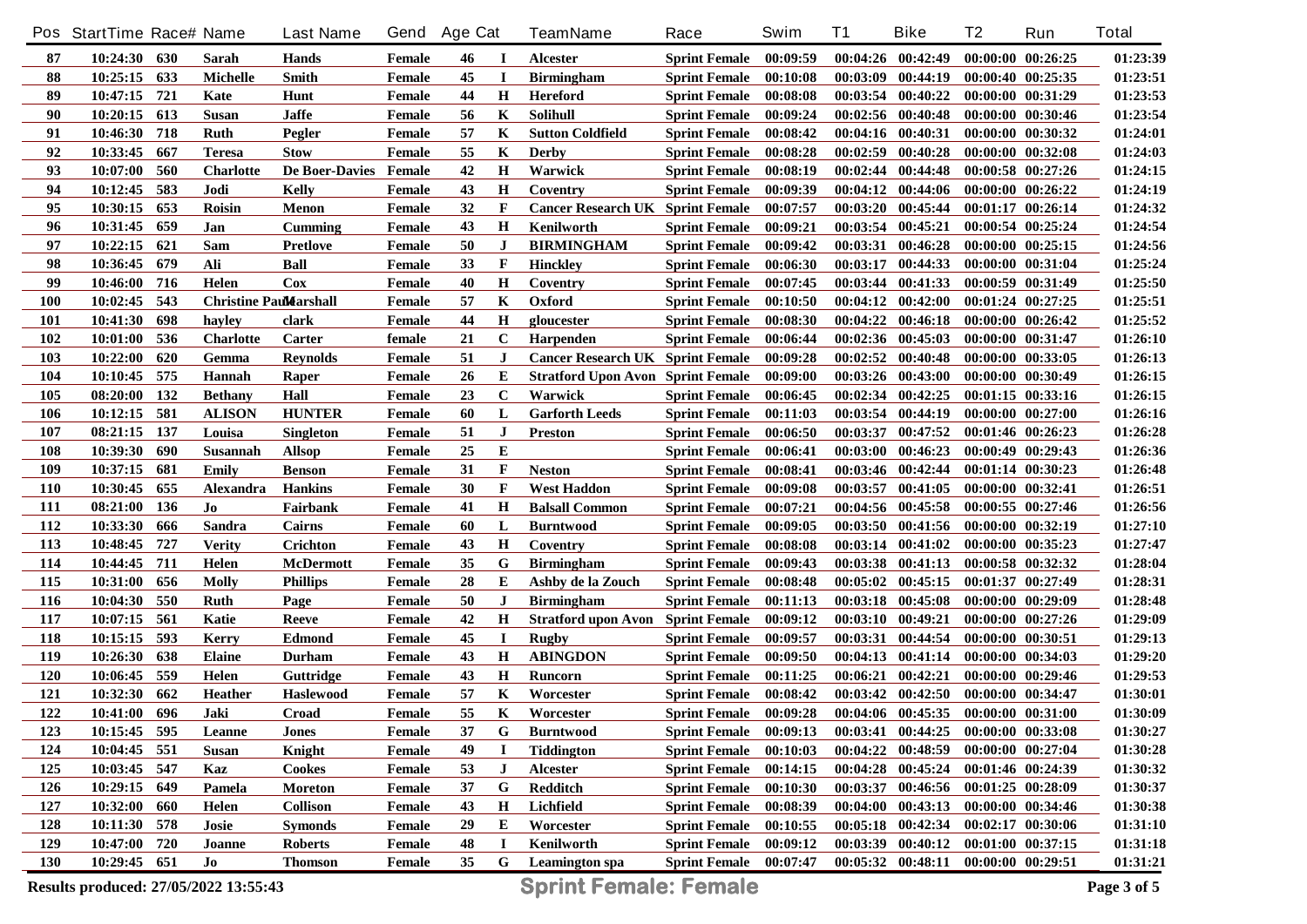| Pos | StartTime | Race# | Name | Last Name | Gend | Age | Cat | TeamName | Race | Swim | T1 | Bike | T2 | Run | Total |
|---|---|---|---|---|---|---|---|---|---|---|---|---|---|---|---|
| 87 | 10:24:30 | 630 | Sarah | Hands | Female | 46 | I | Alcester | Sprint Female | 00:09:59 | 00:04:26 | 00:42:49 | 00:00:00 | 00:26:25 | 01:23:39 |
| 88 | 10:25:15 | 633 | Michelle | Smith | Female | 45 | I | Birmingham | Sprint Female | 00:10:08 | 00:03:09 | 00:44:19 | 00:00:40 | 00:25:35 | 01:23:51 |
| 89 | 10:47:15 | 721 | Kate | Hunt | Female | 44 | H | Hereford | Sprint Female | 00:08:08 | 00:03:54 | 00:40:22 | 00:00:00 | 00:31:29 | 01:23:53 |
| 90 | 10:20:15 | 613 | Susan | Jaffe | Female | 56 | K | Solihull | Sprint Female | 00:09:24 | 00:02:56 | 00:40:48 | 00:00:00 | 00:30:46 | 01:23:54 |
| 91 | 10:46:30 | 718 | Ruth | Pegler | Female | 57 | K | Sutton Coldfield | Sprint Female | 00:08:42 | 00:04:16 | 00:40:31 | 00:00:00 | 00:30:32 | 01:24:01 |
| 92 | 10:33:45 | 667 | Teresa | Stow | Female | 55 | K | Derby | Sprint Female | 00:08:28 | 00:02:59 | 00:40:28 | 00:00:00 | 00:32:08 | 01:24:03 |
| 93 | 10:07:00 | 560 | Charlotte | De Boer-Davies | Female | 42 | H | Warwick | Sprint Female | 00:08:19 | 00:02:44 | 00:44:48 | 00:00:58 | 00:27:26 | 01:24:15 |
| 94 | 10:12:45 | 583 | Jodi | Kelly | Female | 43 | H | Coventry | Sprint Female | 00:09:39 | 00:04:12 | 00:44:06 | 00:00:00 | 00:26:22 | 01:24:19 |
| 95 | 10:30:15 | 653 | Roisin | Menon | Female | 32 | F | Cancer Research UK | Sprint Female | 00:07:57 | 00:03:20 | 00:45:44 | 00:01:17 | 00:26:14 | 01:24:32 |
| 96 | 10:31:45 | 659 | Jan | Cumming | Female | 43 | H | Kenilworth | Sprint Female | 00:09:21 | 00:03:54 | 00:45:21 | 00:00:54 | 00:25:24 | 01:24:54 |
| 97 | 10:22:15 | 621 | Sam | Pretlove | Female | 50 | J | BIRMINGHAM | Sprint Female | 00:09:42 | 00:03:31 | 00:46:28 | 00:00:00 | 00:25:15 | 01:24:56 |
| 98 | 10:36:45 | 679 | Ali | Ball | Female | 33 | F | Hinckley | Sprint Female | 00:06:30 | 00:03:17 | 00:44:33 | 00:00:00 | 00:31:04 | 01:25:24 |
| 99 | 10:46:00 | 716 | Helen | Cox | Female | 40 | H | Coventry | Sprint Female | 00:07:45 | 00:03:44 | 00:41:33 | 00:00:59 | 00:31:49 | 01:25:50 |
| 100 | 10:02:45 | 543 | Christine Paul | Marshall | Female | 57 | K | Oxford | Sprint Female | 00:10:50 | 00:04:12 | 00:42:00 | 00:01:24 | 00:27:25 | 01:25:51 |
| 101 | 10:41:30 | 698 | hayley | clark | Female | 44 | H | gloucester | Sprint Female | 00:08:30 | 00:04:22 | 00:46:18 | 00:00:00 | 00:26:42 | 01:25:52 |
| 102 | 10:01:00 | 536 | Charlotte | Carter | female | 21 | C | Harpenden | Sprint Female | 00:06:44 | 00:02:36 | 00:45:03 | 00:00:00 | 00:31:47 | 01:26:10 |
| 103 | 10:22:00 | 620 | Gemma | Reynolds | Female | 51 | J | Cancer Research UK | Sprint Female | 00:09:28 | 00:02:52 | 00:40:48 | 00:00:00 | 00:33:05 | 01:26:13 |
| 104 | 10:10:45 | 575 | Hannah | Raper | Female | 26 | E | Stratford Upon Avon | Sprint Female | 00:09:00 | 00:03:26 | 00:43:00 | 00:00:00 | 00:30:49 | 01:26:15 |
| 105 | 08:20:00 | 132 | Bethany | Hall | Female | 23 | C | Warwick | Sprint Female | 00:06:45 | 00:02:34 | 00:42:25 | 00:01:15 | 00:33:16 | 01:26:15 |
| 106 | 10:12:15 | 581 | ALISON | HUNTER | Female | 60 | L | Garforth Leeds | Sprint Female | 00:11:03 | 00:03:54 | 00:44:19 | 00:00:00 | 00:27:00 | 01:26:16 |
| 107 | 08:21:15 | 137 | Louisa | Singleton | Female | 51 | J | Preston | Sprint Female | 00:06:50 | 00:03:37 | 00:47:52 | 00:01:46 | 00:26:23 | 01:26:28 |
| 108 | 10:39:30 | 690 | Susannah | Allsop | Female | 25 | E |  | Sprint Female | 00:06:41 | 00:03:00 | 00:46:23 | 00:00:49 | 00:29:43 | 01:26:36 |
| 109 | 10:37:15 | 681 | Emily | Benson | Female | 31 | F | Neston | Sprint Female | 00:08:41 | 00:03:46 | 00:42:44 | 00:01:14 | 00:30:23 | 01:26:48 |
| 110 | 10:30:45 | 655 | Alexandra | Hankins | Female | 30 | F | West Haddon | Sprint Female | 00:09:08 | 00:03:57 | 00:41:05 | 00:00:00 | 00:32:41 | 01:26:51 |
| 111 | 08:21:00 | 136 | Jo | Fairbank | Female | 41 | H | Balsall Common | Sprint Female | 00:07:21 | 00:04:56 | 00:45:58 | 00:00:55 | 00:27:46 | 01:26:56 |
| 112 | 10:33:30 | 666 | Sandra | Cairns | Female | 60 | L | Burntwood | Sprint Female | 00:09:05 | 00:03:50 | 00:41:56 | 00:00:00 | 00:32:19 | 01:27:10 |
| 113 | 10:48:45 | 727 | Verity | Crichton | Female | 43 | H | Coventry | Sprint Female | 00:08:08 | 00:03:14 | 00:41:02 | 00:00:00 | 00:35:23 | 01:27:47 |
| 114 | 10:44:45 | 711 | Helen | McDermott | Female | 35 | G | Birmingham | Sprint Female | 00:09:43 | 00:03:38 | 00:41:13 | 00:00:58 | 00:32:32 | 01:28:04 |
| 115 | 10:31:00 | 656 | Molly | Phillips | Female | 28 | E | Ashby de la Zouch | Sprint Female | 00:08:48 | 00:05:02 | 00:45:15 | 00:01:37 | 00:27:49 | 01:28:31 |
| 116 | 10:04:30 | 550 | Ruth | Page | Female | 50 | J | Birmingham | Sprint Female | 00:11:13 | 00:03:18 | 00:45:08 | 00:00:00 | 00:29:09 | 01:28:48 |
| 117 | 10:07:15 | 561 | Katie | Reeve | Female | 42 | H | Stratford upon Avon | Sprint Female | 00:09:12 | 00:03:10 | 00:49:21 | 00:00:00 | 00:27:26 | 01:29:09 |
| 118 | 10:15:15 | 593 | Kerry | Edmond | Female | 45 | I | Rugby | Sprint Female | 00:09:57 | 00:03:31 | 00:44:54 | 00:00:00 | 00:30:51 | 01:29:13 |
| 119 | 10:26:30 | 638 | Elaine | Durham | Female | 43 | H | ABINGDON | Sprint Female | 00:09:50 | 00:04:13 | 00:41:14 | 00:00:00 | 00:34:03 | 01:29:20 |
| 120 | 10:06:45 | 559 | Helen | Guttridge | Female | 43 | H | Runcorn | Sprint Female | 00:11:25 | 00:06:21 | 00:42:21 | 00:00:00 | 00:29:46 | 01:29:53 |
| 121 | 10:32:30 | 662 | Heather | Haslewood | Female | 57 | K | Worcester | Sprint Female | 00:08:42 | 00:03:42 | 00:42:50 | 00:00:00 | 00:34:47 | 01:30:01 |
| 122 | 10:41:00 | 696 | Jaki | Croad | Female | 55 | K | Worcester | Sprint Female | 00:09:28 | 00:04:06 | 00:45:35 | 00:00:00 | 00:31:00 | 01:30:09 |
| 123 | 10:15:45 | 595 | Leanne | Jones | Female | 37 | G | Burntwood | Sprint Female | 00:09:13 | 00:03:41 | 00:44:25 | 00:00:00 | 00:33:08 | 01:30:27 |
| 124 | 10:04:45 | 551 | Susan | Knight | Female | 49 | I | Tiddington | Sprint Female | 00:10:03 | 00:04:22 | 00:48:59 | 00:00:00 | 00:27:04 | 01:30:28 |
| 125 | 10:03:45 | 547 | Kaz | Cookes | Female | 53 | J | Alcester | Sprint Female | 00:14:15 | 00:04:28 | 00:45:24 | 00:01:46 | 00:24:39 | 01:30:32 |
| 126 | 10:29:15 | 649 | Pamela | Moreton | Female | 37 | G | Redditch | Sprint Female | 00:10:30 | 00:03:37 | 00:46:56 | 00:01:25 | 00:28:09 | 01:30:37 |
| 127 | 10:32:00 | 660 | Helen | Collison | Female | 43 | H | Lichfield | Sprint Female | 00:08:39 | 00:04:00 | 00:43:13 | 00:00:00 | 00:34:46 | 01:30:38 |
| 128 | 10:11:30 | 578 | Josie | Symonds | Female | 29 | E | Worcester | Sprint Female | 00:10:55 | 00:05:18 | 00:42:34 | 00:02:17 | 00:30:06 | 01:31:10 |
| 129 | 10:47:00 | 720 | Joanne | Roberts | Female | 48 | I | Kenilworth | Sprint Female | 00:09:12 | 00:03:39 | 00:40:12 | 00:01:00 | 00:37:15 | 01:31:18 |
| 130 | 10:29:45 | 651 | Jo | Thomson | Female | 35 | G | Leamington spa | Sprint Female | 00:07:47 | 00:05:32 | 00:48:11 | 00:00:00 | 00:29:51 | 01:31:21 |

Results produced: 27/05/2022 13:55:43

**Sprint Female: Female**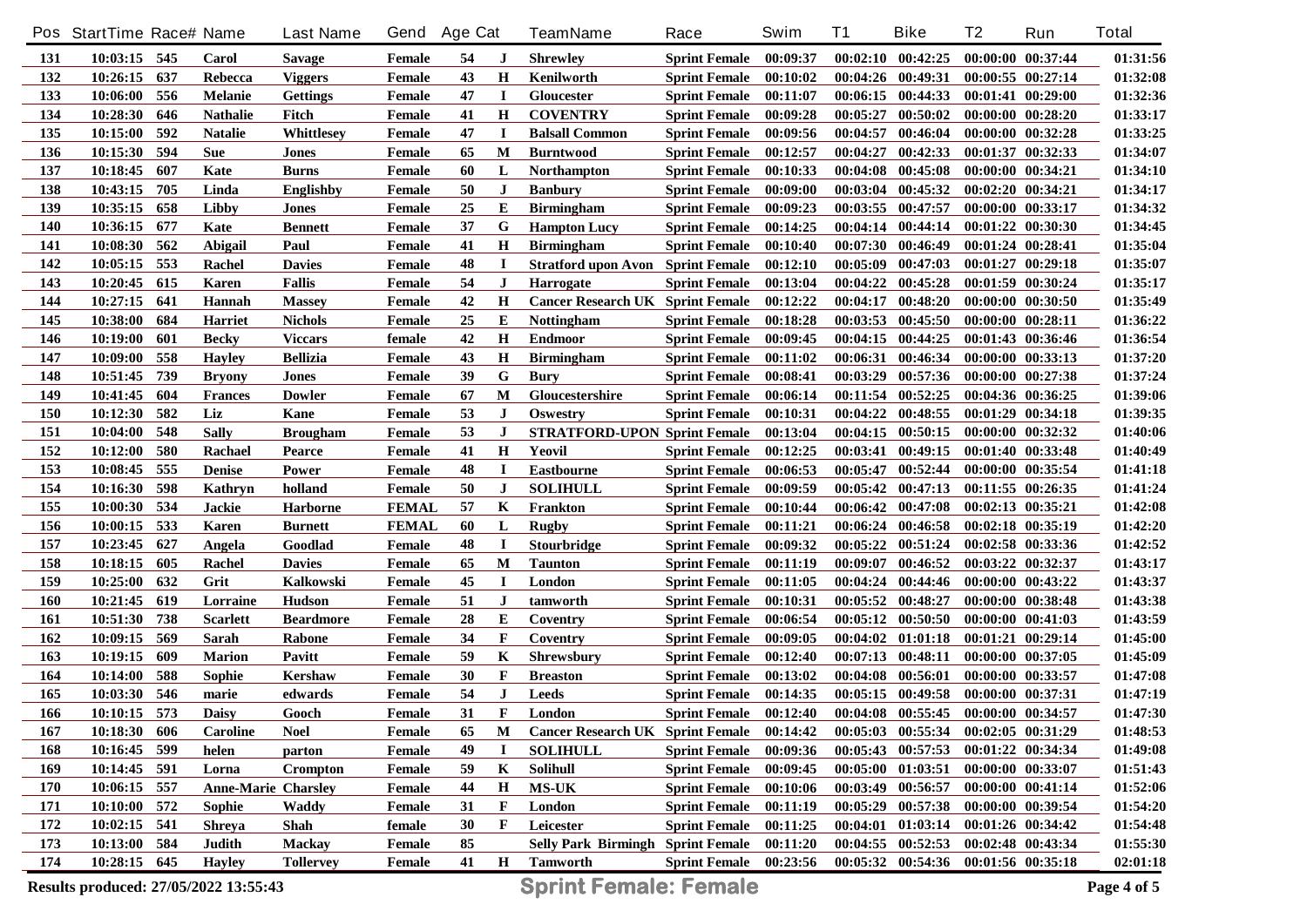| Pos | StartTime | Race# | Name | Last Name | Gend | Age | Cat | TeamName | Race | Swim | T1 | Bike | T2 | Run | Total |
|---|---|---|---|---|---|---|---|---|---|---|---|---|---|---|---|
| 131 | 10:03:15 | 545 | Carol | Savage | Female | 54 | J | Shrewley | Sprint Female | 00:09:37 | 00:02:10 | 00:42:25 | 00:00:00 | 00:37:44 | 01:31:56 |
| 132 | 10:26:15 | 637 | Rebecca | Viggers | Female | 43 | H | Kenilworth | Sprint Female | 00:10:02 | 00:04:26 | 00:49:31 | 00:00:55 | 00:27:14 | 01:32:08 |
| 133 | 10:06:00 | 556 | Melanie | Gettings | Female | 47 | I | Gloucester | Sprint Female | 00:11:07 | 00:06:15 | 00:44:33 | 00:01:41 | 00:29:00 | 01:32:36 |
| 134 | 10:28:30 | 646 | Nathalie | Fitch | Female | 41 | H | COVENTRY | Sprint Female | 00:09:28 | 00:05:27 | 00:50:02 | 00:00:00 | 00:28:20 | 01:33:17 |
| 135 | 10:15:00 | 592 | Natalie | Whittlesey | Female | 47 | I | Balsall Common | Sprint Female | 00:09:56 | 00:04:57 | 00:46:04 | 00:00:00 | 00:32:28 | 01:33:25 |
| 136 | 10:15:30 | 594 | Sue | Jones | Female | 65 | M | Burntwood | Sprint Female | 00:12:57 | 00:04:27 | 00:42:33 | 00:01:37 | 00:32:33 | 01:34:07 |
| 137 | 10:18:45 | 607 | Kate | Burns | Female | 60 | L | Northampton | Sprint Female | 00:10:33 | 00:04:08 | 00:45:08 | 00:00:00 | 00:34:21 | 01:34:10 |
| 138 | 10:43:15 | 705 | Linda | Englishby | Female | 50 | J | Banbury | Sprint Female | 00:09:00 | 00:03:04 | 00:45:32 | 00:02:20 | 00:34:21 | 01:34:17 |
| 139 | 10:35:15 | 658 | Libby | Jones | Female | 25 | E | Birmingham | Sprint Female | 00:09:23 | 00:03:55 | 00:47:57 | 00:00:00 | 00:33:17 | 01:34:32 |
| 140 | 10:36:15 | 677 | Kate | Bennett | Female | 37 | G | Hampton Lucy | Sprint Female | 00:14:25 | 00:04:14 | 00:44:14 | 00:01:22 | 00:30:30 | 01:34:45 |
| 141 | 10:08:30 | 562 | Abigail | Paul | Female | 41 | H | Birmingham | Sprint Female | 00:10:40 | 00:07:30 | 00:46:49 | 00:01:24 | 00:28:41 | 01:35:04 |
| 142 | 10:05:15 | 553 | Rachel | Davies | Female | 48 | I | Stratford upon Avon | Sprint Female | 00:12:10 | 00:05:09 | 00:47:03 | 00:01:27 | 00:29:18 | 01:35:07 |
| 143 | 10:20:45 | 615 | Karen | Fallis | Female | 54 | J | Harrogate | Sprint Female | 00:13:04 | 00:04:22 | 00:45:28 | 00:01:59 | 00:30:24 | 01:35:17 |
| 144 | 10:27:15 | 641 | Hannah | Massey | Female | 42 | H | Cancer Research UK | Sprint Female | 00:12:22 | 00:04:17 | 00:48:20 | 00:00:00 | 00:30:50 | 01:35:49 |
| 145 | 10:38:00 | 684 | Harriet | Nichols | Female | 25 | E | Nottingham | Sprint Female | 00:18:28 | 00:03:53 | 00:45:50 | 00:00:00 | 00:28:11 | 01:36:22 |
| 146 | 10:19:00 | 601 | Becky | Viccars | female | 42 | H | Endmoor | Sprint Female | 00:09:45 | 00:04:15 | 00:44:25 | 00:01:43 | 00:36:46 | 01:36:54 |
| 147 | 10:09:00 | 558 | Hayley | Bellizia | Female | 43 | H | Birmingham | Sprint Female | 00:11:02 | 00:06:31 | 00:46:34 | 00:00:00 | 00:33:13 | 01:37:20 |
| 148 | 10:51:45 | 739 | Bryony | Jones | Female | 39 | G | Bury | Sprint Female | 00:08:41 | 00:03:29 | 00:57:36 | 00:00:00 | 00:27:38 | 01:37:24 |
| 149 | 10:41:45 | 604 | Frances | Dowler | Female | 67 | M | Gloucestershire | Sprint Female | 00:06:14 | 00:11:54 | 00:52:25 | 00:04:36 | 00:36:25 | 01:39:06 |
| 150 | 10:12:30 | 582 | Liz | Kane | Female | 53 | J | Oswestry | Sprint Female | 00:10:31 | 00:04:22 | 00:48:55 | 00:01:29 | 00:34:18 | 01:39:35 |
| 151 | 10:04:00 | 548 | Sally | Brougham | Female | 53 | J | STRATFORD-UPON | Sprint Female | 00:13:04 | 00:04:15 | 00:50:15 | 00:00:00 | 00:32:32 | 01:40:06 |
| 152 | 10:12:00 | 580 | Rachael | Pearce | Female | 41 | H | Yeovil | Sprint Female | 00:12:25 | 00:03:41 | 00:49:15 | 00:01:40 | 00:33:48 | 01:40:49 |
| 153 | 10:08:45 | 555 | Denise | Power | Female | 48 | I | Eastbourne | Sprint Female | 00:06:53 | 00:05:47 | 00:52:44 | 00:00:00 | 00:35:54 | 01:41:18 |
| 154 | 10:16:30 | 598 | Kathryn | holland | Female | 50 | J | SOLIHULL | Sprint Female | 00:09:59 | 00:05:42 | 00:47:13 | 00:11:55 | 00:26:35 | 01:41:24 |
| 155 | 10:00:30 | 534 | Jackie | Harborne | FEMAL | 57 | K | Frankton | Sprint Female | 00:10:44 | 00:06:42 | 00:47:08 | 00:02:13 | 00:35:21 | 01:42:08 |
| 156 | 10:00:15 | 533 | Karen | Burnett | FEMAL | 60 | L | Rugby | Sprint Female | 00:11:21 | 00:06:24 | 00:46:58 | 00:02:18 | 00:35:19 | 01:42:20 |
| 157 | 10:23:45 | 627 | Angela | Goodlad | Female | 48 | I | Stourbridge | Sprint Female | 00:09:32 | 00:05:22 | 00:51:24 | 00:02:58 | 00:33:36 | 01:42:52 |
| 158 | 10:18:15 | 605 | Rachel | Davies | Female | 65 | M | Taunton | Sprint Female | 00:11:19 | 00:09:07 | 00:46:52 | 00:03:22 | 00:32:37 | 01:43:17 |
| 159 | 10:25:00 | 632 | Grit | Kalkowski | Female | 45 | I | London | Sprint Female | 00:11:05 | 00:04:24 | 00:44:46 | 00:00:00 | 00:43:22 | 01:43:37 |
| 160 | 10:21:45 | 619 | Lorraine | Hudson | Female | 51 | J | tamworth | Sprint Female | 00:10:31 | 00:05:52 | 00:48:27 | 00:00:00 | 00:38:48 | 01:43:38 |
| 161 | 10:51:30 | 738 | Scarlett | Beardmore | Female | 28 | E | Coventry | Sprint Female | 00:06:54 | 00:05:12 | 00:50:50 | 00:00:00 | 00:41:03 | 01:43:59 |
| 162 | 10:09:15 | 569 | Sarah | Rabone | Female | 34 | F | Coventry | Sprint Female | 00:09:05 | 00:04:02 | 01:01:18 | 00:01:21 | 00:29:14 | 01:45:00 |
| 163 | 10:19:15 | 609 | Marion | Pavitt | Female | 59 | K | Shrewsbury | Sprint Female | 00:12:40 | 00:07:13 | 00:48:11 | 00:00:00 | 00:37:05 | 01:45:09 |
| 164 | 10:14:00 | 588 | Sophie | Kershaw | Female | 30 | F | Breaston | Sprint Female | 00:13:02 | 00:04:08 | 00:56:01 | 00:00:00 | 00:33:57 | 01:47:08 |
| 165 | 10:03:30 | 546 | marie | edwards | Female | 54 | J | Leeds | Sprint Female | 00:14:35 | 00:05:15 | 00:49:58 | 00:00:00 | 00:37:31 | 01:47:19 |
| 166 | 10:10:15 | 573 | Daisy | Gooch | Female | 31 | F | London | Sprint Female | 00:12:40 | 00:04:08 | 00:55:45 | 00:00:00 | 00:34:57 | 01:47:30 |
| 167 | 10:18:30 | 606 | Caroline | Noel | Female | 65 | M | Cancer Research UK | Sprint Female | 00:14:42 | 00:05:03 | 00:55:34 | 00:02:05 | 00:31:29 | 01:48:53 |
| 168 | 10:16:45 | 599 | helen | parton | Female | 49 | I | SOLIHULL | Sprint Female | 00:09:36 | 00:05:43 | 00:57:53 | 00:01:22 | 00:34:34 | 01:49:08 |
| 169 | 10:14:45 | 591 | Lorna | Crompton | Female | 59 | K | Solihull | Sprint Female | 00:09:45 | 00:05:00 | 01:03:51 | 00:00:00 | 00:33:07 | 01:51:43 |
| 170 | 10:06:15 | 557 | Anne-Marie | Charsley | Female | 44 | H | MS-UK | Sprint Female | 00:10:06 | 00:03:49 | 00:56:57 | 00:00:00 | 00:41:14 | 01:52:06 |
| 171 | 10:10:00 | 572 | Sophie | Waddy | Female | 31 | F | London | Sprint Female | 00:11:19 | 00:05:29 | 00:57:38 | 00:00:00 | 00:39:54 | 01:54:20 |
| 172 | 10:02:15 | 541 | Shreya | Shah | female | 30 | F | Leicester | Sprint Female | 00:11:25 | 00:04:01 | 01:03:14 | 00:01:26 | 00:34:42 | 01:54:48 |
| 173 | 10:13:00 | 584 | Judith | Mackay | Female | 85 | | Selly Park Birmingh | Sprint Female | 00:11:20 | 00:04:55 | 00:52:53 | 00:02:48 | 00:43:34 | 01:55:30 |
| 174 | 10:28:15 | 645 | Hayley | Tollervey | Female | 41 | H | Tamworth | Sprint Female | 00:23:56 | 00:05:32 | 00:54:36 | 00:01:56 | 00:35:18 | 02:01:18 |

**Results produced: 27/05/2022 13:55:43**

**Sprint Female: Female**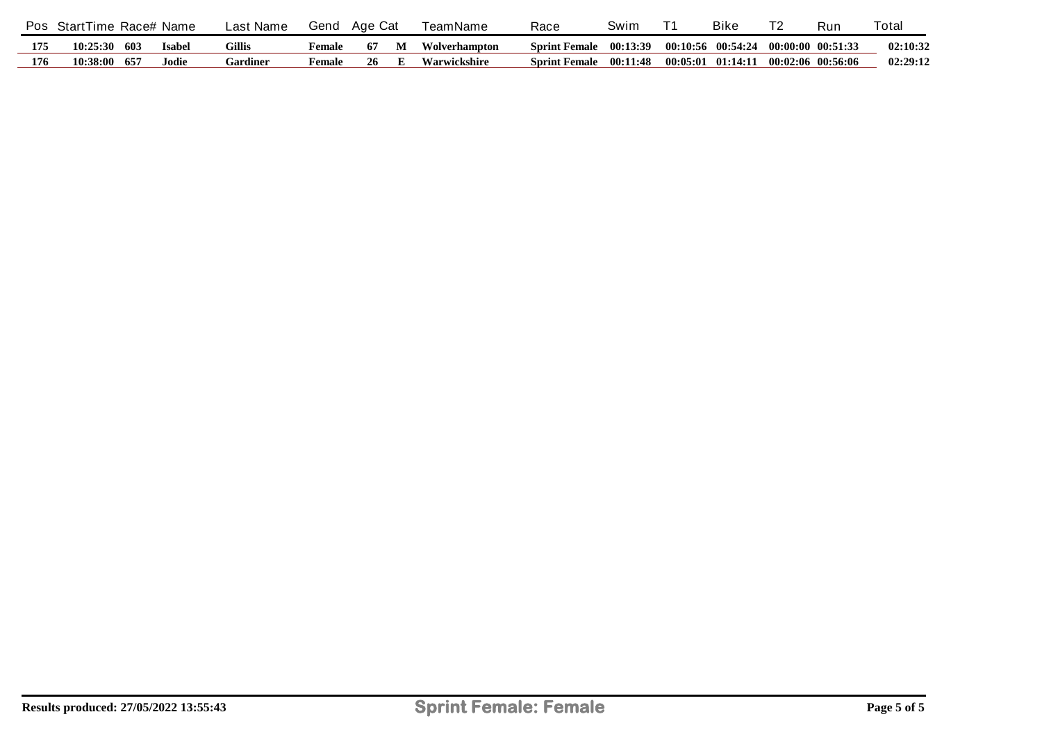| Pos | StartTime | Race# | Name | Last Name | Gend | Age | Cat | TeamName | Race | Swim | T1 | Bike | T2 | Run | Total |
|---|---|---|---|---|---|---|---|---|---|---|---|---|---|---|---|
| 175 | 10:25:30 | 603 | Isabel | Gillis | Female | 67 | M | Wolverhampton | Sprint Female | 00:13:39 | 00:10:56 | 00:54:24 | 00:00:00 | 00:51:33 | 02:10:32 |
| 176 | 10:38:00 | 657 | Jodie | Gardiner | Female | 26 | E | Warwickshire | Sprint Female | 00:11:48 | 00:05:01 | 01:14:11 | 00:02:06 | 00:56:06 | 02:29:12 |

Results produced: 27/05/2022 13:55:43

**Sprint Female: Female**